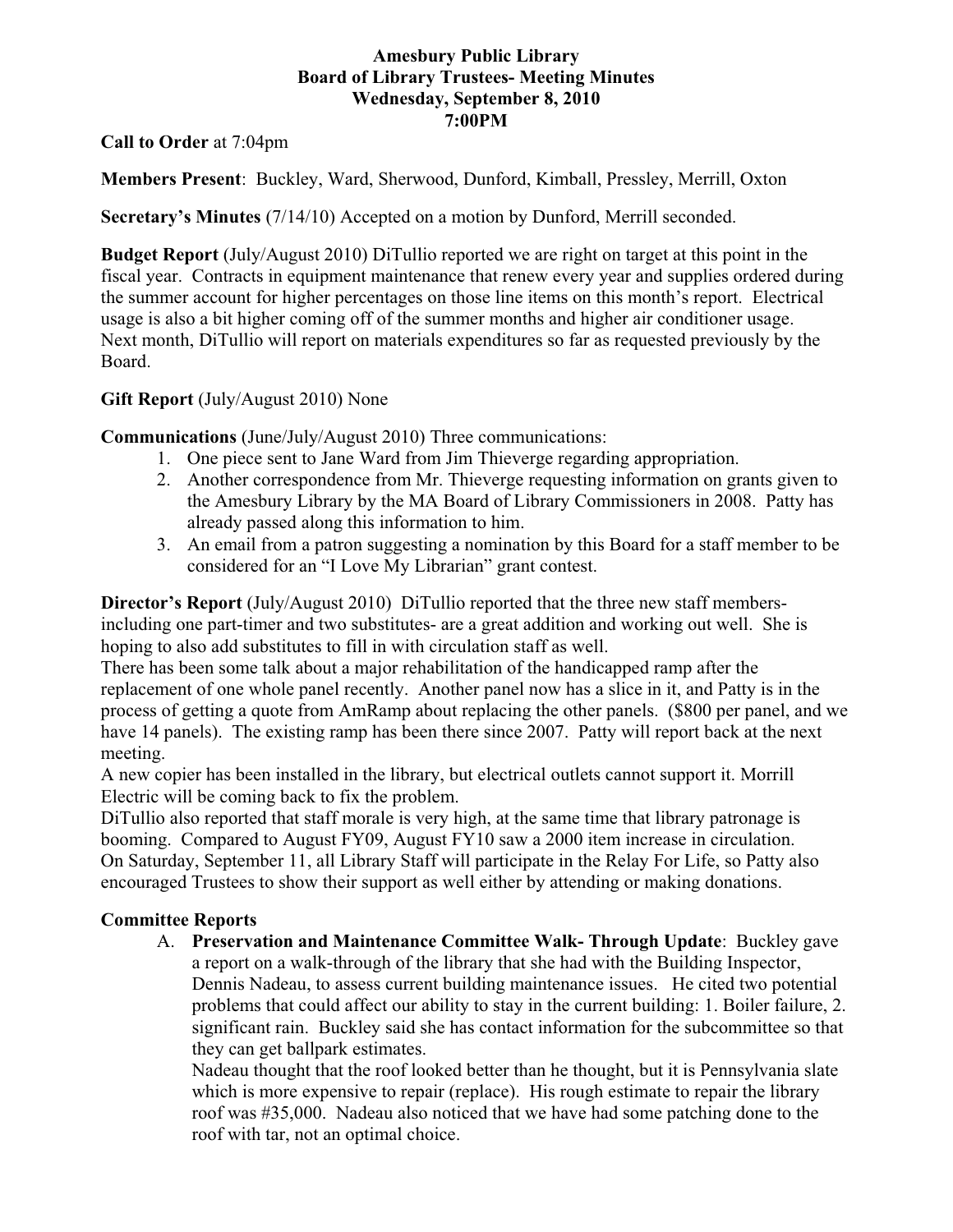**Amesbury Public Library**
**Board of Library Trustees- Meeting Minutes**
**Wednesday, September 8, 2010**
**7:00PM**

**Call to Order** at 7:04pm

**Members Present**: Buckley, Ward, Sherwood, Dunford, Kimball, Pressley, Merrill, Oxton

**Secretary's Minutes** (7/14/10) Accepted on a motion by Dunford, Merrill seconded.

**Budget Report** (July/August 2010) DiTullio reported we are right on target at this point in the fiscal year. Contracts in equipment maintenance that renew every year and supplies ordered during the summer account for higher percentages on those line items on this month's report. Electrical usage is also a bit higher coming off of the summer months and higher air conditioner usage. Next month, DiTullio will report on materials expenditures so far as requested previously by the Board.

**Gift Report** (July/August 2010) None

**Communications** (June/July/August 2010) Three communications:

1. One piece sent to Jane Ward from Jim Thieverge regarding appropriation.
2. Another correspondence from Mr. Thieverge requesting information on grants given to the Amesbury Library by the MA Board of Library Commissioners in 2008. Patty has already passed along this information to him.
3. An email from a patron suggesting a nomination by this Board for a staff member to be considered for an "I Love My Librarian" grant contest.

**Director's Report** (July/August 2010) DiTullio reported that the three new staff members- including one part-timer and two substitutes- are a great addition and working out well. She is hoping to also add substitutes to fill in with circulation staff as well.
There has been some talk about a major rehabilitation of the handicapped ramp after the replacement of one whole panel recently. Another panel now has a slice in it, and Patty is in the process of getting a quote from AmRamp about replacing the other panels. ($800 per panel, and we have 14 panels). The existing ramp has been there since 2007. Patty will report back at the next meeting.
A new copier has been installed in the library, but electrical outlets cannot support it. Morrill Electric will be coming back to fix the problem.
DiTullio also reported that staff morale is very high, at the same time that library patronage is booming. Compared to August FY09, August FY10 saw a 2000 item increase in circulation.
On Saturday, September 11, all Library Staff will participate in the Relay For Life, so Patty also encouraged Trustees to show their support as well either by attending or making donations.

**Committee Reports**

A. **Preservation and Maintenance Committee Walk- Through Update**: Buckley gave a report on a walk-through of the library that she had with the Building Inspector, Dennis Nadeau, to assess current building maintenance issues. He cited two potential problems that could affect our ability to stay in the current building: 1. Boiler failure, 2. significant rain. Buckley said she has contact information for the subcommittee so that they can get ballpark estimates.
Nadeau thought that the roof looked better than he thought, but it is Pennsylvania slate which is more expensive to repair (replace). His rough estimate to repair the library roof was #35,000. Nadeau also noticed that we have had some patching done to the roof with tar, not an optimal choice.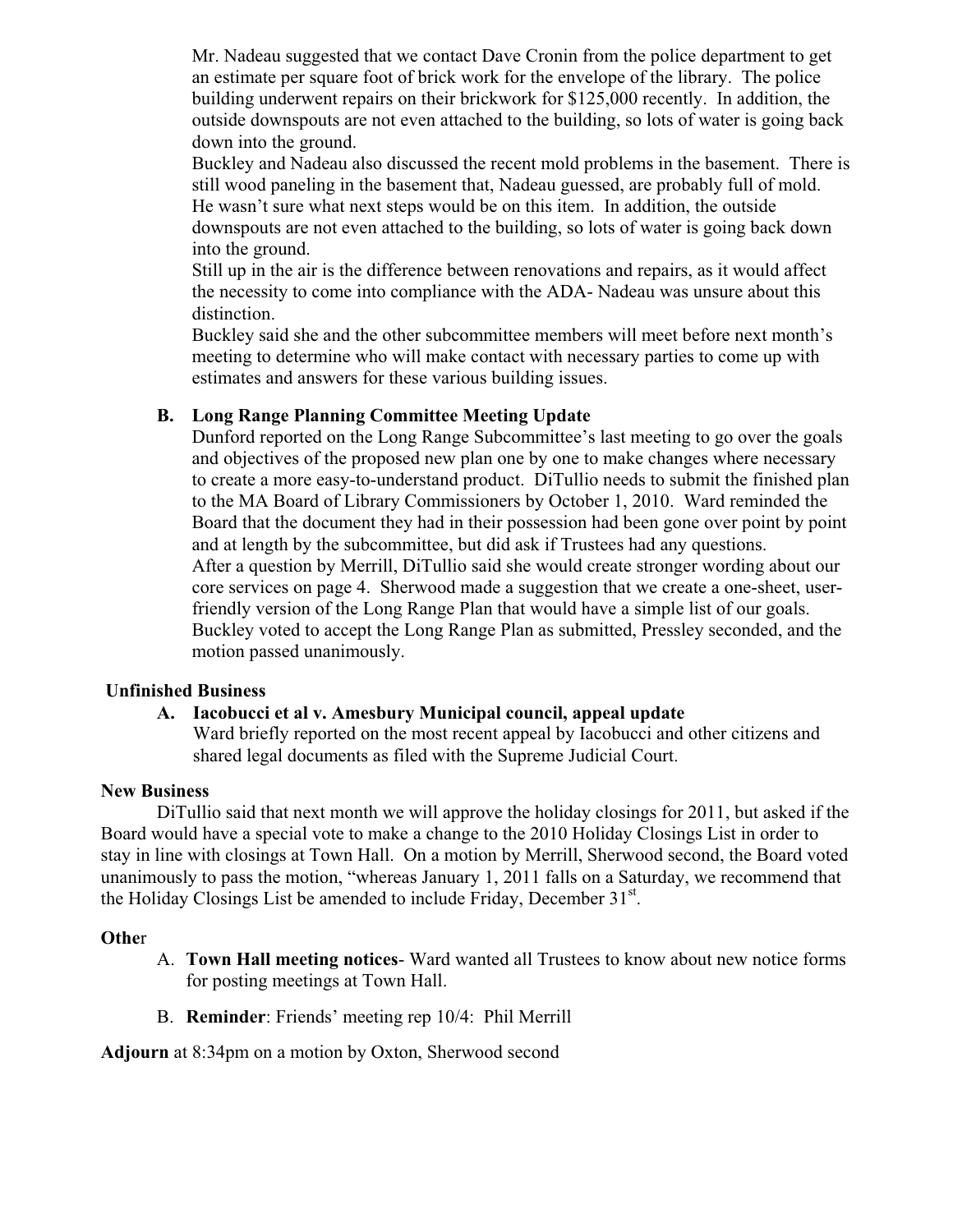Mr. Nadeau suggested that we contact Dave Cronin from the police department to get an estimate per square foot of brick work for the envelope of the library. The police building underwent repairs on their brickwork for $125,000 recently. In addition, the outside downspouts are not even attached to the building, so lots of water is going back down into the ground.

Buckley and Nadeau also discussed the recent mold problems in the basement. There is still wood paneling in the basement that, Nadeau guessed, are probably full of mold. He wasn't sure what next steps would be on this item. In addition, the outside downspouts are not even attached to the building, so lots of water is going back down into the ground.

Still up in the air is the difference between renovations and repairs, as it would affect the necessity to come into compliance with the ADA- Nadeau was unsure about this distinction.

Buckley said she and the other subcommittee members will meet before next month's meeting to determine who will make contact with necessary parties to come up with estimates and answers for these various building issues.

**B. Long Range Planning Committee Meeting Update**

Dunford reported on the Long Range Subcommittee's last meeting to go over the goals and objectives of the proposed new plan one by one to make changes where necessary to create a more easy-to-understand product. DiTullio needs to submit the finished plan to the MA Board of Library Commissioners by October 1, 2010. Ward reminded the Board that the document they had in their possession had been gone over point by point and at length by the subcommittee, but did ask if Trustees had any questions.

After a question by Merrill, DiTullio said she would create stronger wording about our core services on page 4. Sherwood made a suggestion that we create a one-sheet, user-friendly version of the Long Range Plan that would have a simple list of our goals. Buckley voted to accept the Long Range Plan as submitted, Pressley seconded, and the motion passed unanimously.

**Unfinished Business**

**A. Iacobucci et al v. Amesbury Municipal council, appeal update**

Ward briefly reported on the most recent appeal by Iacobucci and other citizens and shared legal documents as filed with the Supreme Judicial Court.

**New Business**

DiTullio said that next month we will approve the holiday closings for 2011, but asked if the Board would have a special vote to make a change to the 2010 Holiday Closings List in order to stay in line with closings at Town Hall. On a motion by Merrill, Sherwood second, the Board voted unanimously to pass the motion, "whereas January 1, 2011 falls on a Saturday, we recommend that the Holiday Closings List be amended to include Friday, December 31st.

**Other**

A. **Town Hall meeting notices**- Ward wanted all Trustees to know about new notice forms for posting meetings at Town Hall.

B. **Reminder**: Friends' meeting rep 10/4: Phil Merrill

**Adjourn** at 8:34pm on a motion by Oxton, Sherwood second